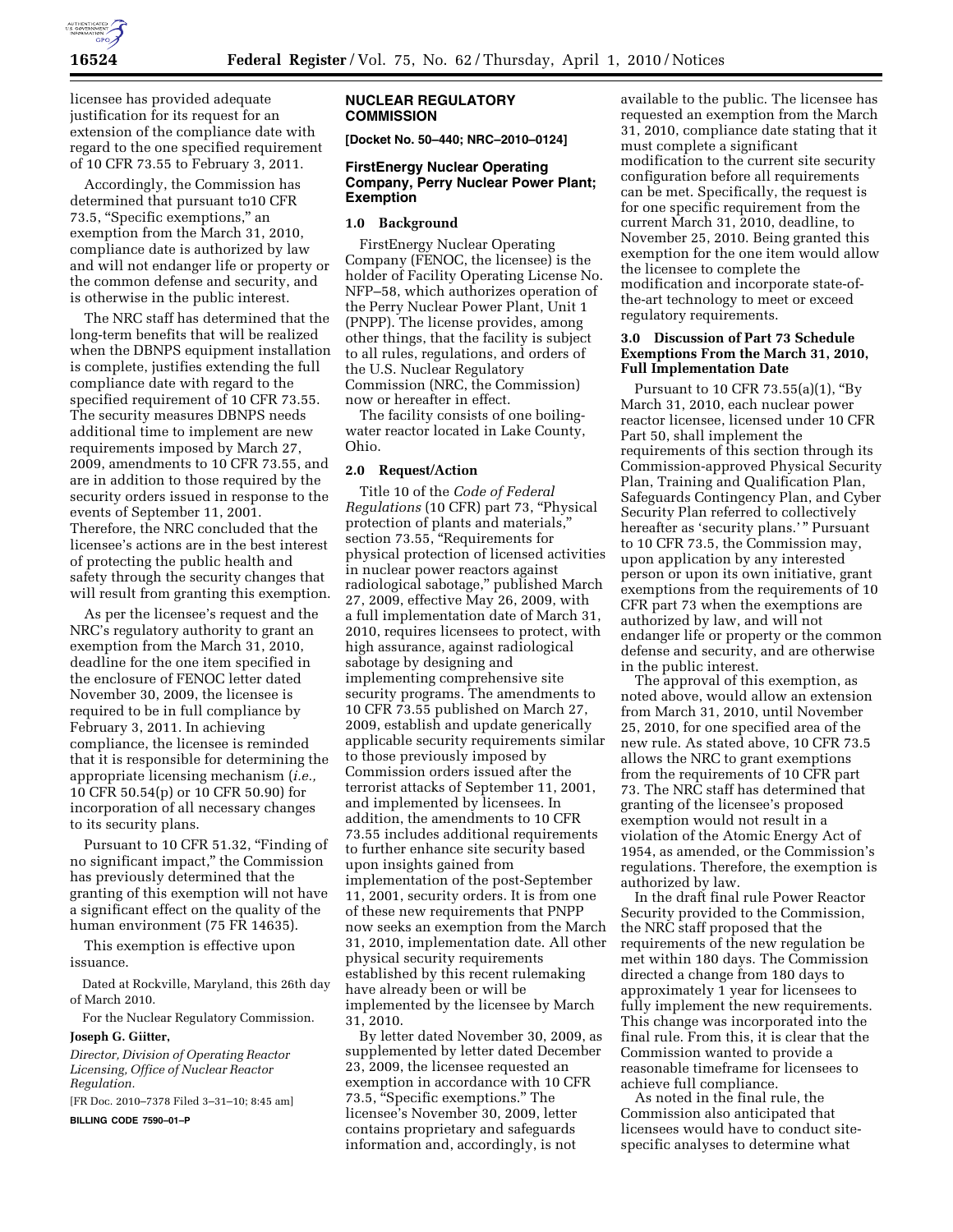licensee has provided adequate justification for its request for an extension of the compliance date with regard to the one specified requirement of 10 CFR 73.55 to February 3, 2011.

Accordingly, the Commission has determined that pursuant to10 CFR 73.5, "Specific exemptions," an exemption from the March 31, 2010, compliance date is authorized by law and will not endanger life or property or the common defense and security, and is otherwise in the public interest.

The NRC staff has determined that the long-term benefits that will be realized when the DBNPS equipment installation is complete, justifies extending the full compliance date with regard to the specified requirement of 10 CFR 73.55. The security measures DBNPS needs additional time to implement are new requirements imposed by March 27, 2009, amendments to 10 CFR 73.55, and are in addition to those required by the security orders issued in response to the events of September 11, 2001. Therefore, the NRC concluded that the licensee's actions are in the best interest of protecting the public health and safety through the security changes that will result from granting this exemption.

As per the licensee's request and the NRC's regulatory authority to grant an exemption from the March 31, 2010, deadline for the one item specified in the enclosure of FENOC letter dated November 30, 2009, the licensee is required to be in full compliance by February 3, 2011. In achieving compliance, the licensee is reminded that it is responsible for determining the appropriate licensing mechanism (*i.e.,* 10 CFR 50.54(p) or 10 CFR 50.90) for incorporation of all necessary changes to its security plans.

Pursuant to 10 CFR 51.32, "Finding of no significant impact," the Commission has previously determined that the granting of this exemption will not have a significant effect on the quality of the human environment (75 FR 14635).

This exemption is effective upon issuance.

Dated at Rockville, Maryland, this 26th day of March 2010.

For the Nuclear Regulatory Commission.

**Joseph G. Giitter,**

*Director, Division of Operating Reactor Licensing, Office of Nuclear Reactor Regulation.*

[FR Doc. 2010–7378 Filed 3–31–10; 8:45 am]

**BILLING CODE 7590–01–P**

## NUCLEAR REGULATORY COMMISSION

**[Docket No. 50–440; NRC–2010–0124]**

### FirstEnergy Nuclear Operating Company, Perry Nuclear Power Plant; Exemption

#### 1.0 Background

FirstEnergy Nuclear Operating Company (FENOC, the licensee) is the holder of Facility Operating License No. NFP–58, which authorizes operation of the Perry Nuclear Power Plant, Unit 1 (PNPP). The license provides, among other things, that the facility is subject to all rules, regulations, and orders of the U.S. Nuclear Regulatory Commission (NRC, the Commission) now or hereafter in effect.

The facility consists of one boiling-water reactor located in Lake County, Ohio.

#### 2.0 Request/Action

Title 10 of the *Code of Federal Regulations* (10 CFR) part 73, "Physical protection of plants and materials," section 73.55, "Requirements for physical protection of licensed activities in nuclear power reactors against radiological sabotage," published March 27, 2009, effective May 26, 2009, with a full implementation date of March 31, 2010, requires licensees to protect, with high assurance, against radiological sabotage by designing and implementing comprehensive site security programs. The amendments to 10 CFR 73.55 published on March 27, 2009, establish and update generically applicable security requirements similar to those previously imposed by Commission orders issued after the terrorist attacks of September 11, 2001, and implemented by licensees. In addition, the amendments to 10 CFR 73.55 includes additional requirements to further enhance site security based upon insights gained from implementation of the post-September 11, 2001, security orders. It is from one of these new requirements that PNPP now seeks an exemption from the March 31, 2010, implementation date. All other physical security requirements established by this recent rulemaking have already been or will be implemented by the licensee by March 31, 2010.

By letter dated November 30, 2009, as supplemented by letter dated December 23, 2009, the licensee requested an exemption in accordance with 10 CFR 73.5, "Specific exemptions." The licensee's November 30, 2009, letter contains proprietary and safeguards information and, accordingly, is not available to the public. The licensee has requested an exemption from the March 31, 2010, compliance date stating that it must complete a significant modification to the current site security configuration before all requirements can be met. Specifically, the request is for one specific requirement from the current March 31, 2010, deadline, to November 25, 2010. Being granted this exemption for the one item would allow the licensee to complete the modification and incorporate state-of-the-art technology to meet or exceed regulatory requirements.

#### 3.0 Discussion of Part 73 Schedule Exemptions From the March 31, 2010, Full Implementation Date

Pursuant to 10 CFR 73.55(a)(1), "By March 31, 2010, each nuclear power reactor licensee, licensed under 10 CFR Part 50, shall implement the requirements of this section through its Commission-approved Physical Security Plan, Training and Qualification Plan, Safeguards Contingency Plan, and Cyber Security Plan referred to collectively hereafter as 'security plans.'" Pursuant to 10 CFR 73.5, the Commission may, upon application by any interested person or upon its own initiative, grant exemptions from the requirements of 10 CFR part 73 when the exemptions are authorized by law, and will not endanger life or property or the common defense and security, and are otherwise in the public interest.

The approval of this exemption, as noted above, would allow an extension from March 31, 2010, until November 25, 2010, for one specified area of the new rule. As stated above, 10 CFR 73.5 allows the NRC to grant exemptions from the requirements of 10 CFR part 73. The NRC staff has determined that granting of the licensee's proposed exemption would not result in a violation of the Atomic Energy Act of 1954, as amended, or the Commission's regulations. Therefore, the exemption is authorized by law.

In the draft final rule Power Reactor Security provided to the Commission, the NRC staff proposed that the requirements of the new regulation be met within 180 days. The Commission directed a change from 180 days to approximately 1 year for licensees to fully implement the new requirements. This change was incorporated into the final rule. From this, it is clear that the Commission wanted to provide a reasonable timeframe for licensees to achieve full compliance.

As noted in the final rule, the Commission also anticipated that licensees would have to conduct site-specific analyses to determine what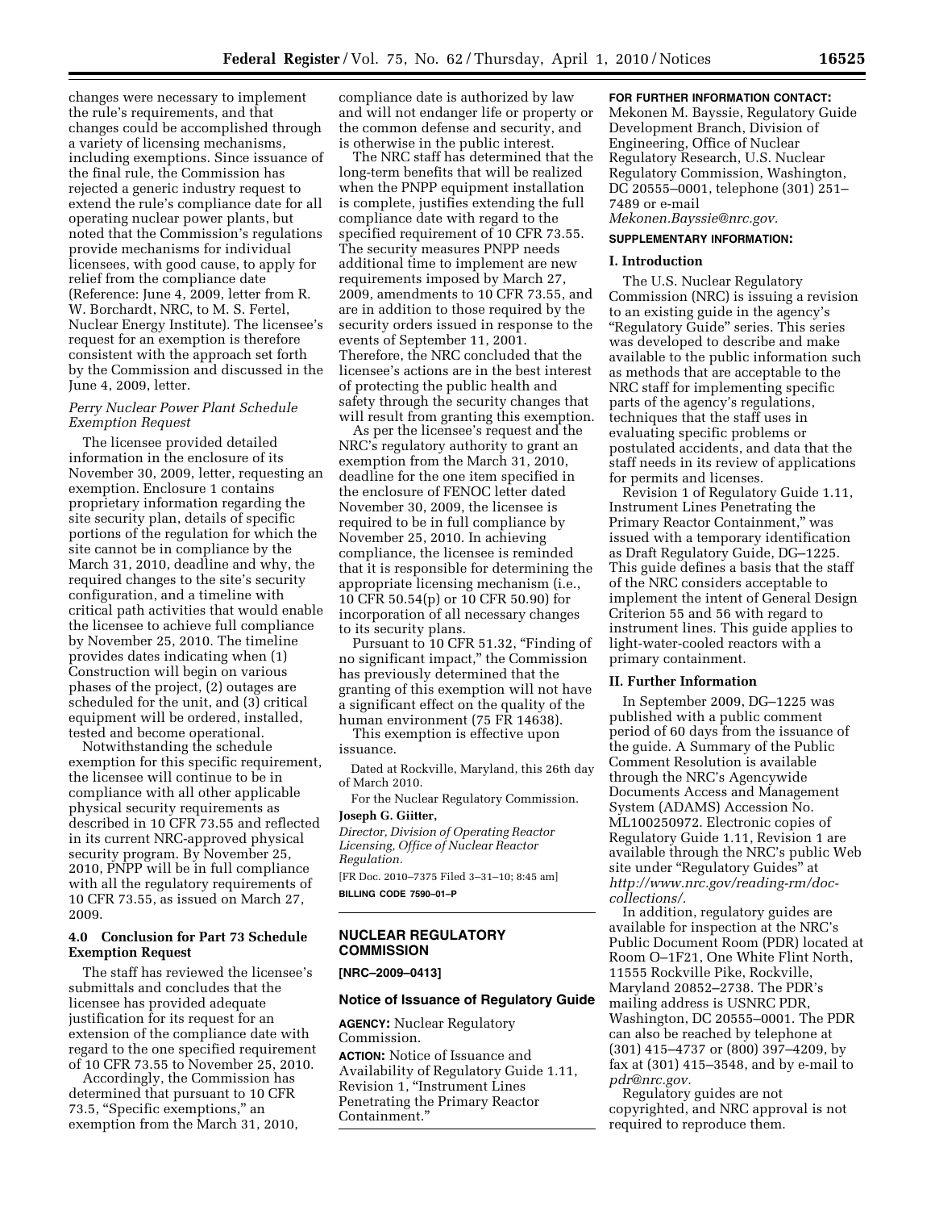changes were necessary to implement the rule's requirements, and that changes could be accomplished through a variety of licensing mechanisms, including exemptions. Since issuance of the final rule, the Commission has rejected a generic industry request to extend the rule's compliance date for all operating nuclear power plants, but noted that the Commission's regulations provide mechanisms for individual licensees, with good cause, to apply for relief from the compliance date (Reference: June 4, 2009, letter from R. W. Borchardt, NRC, to M. S. Fertel, Nuclear Energy Institute). The licensee's request for an exemption is therefore consistent with the approach set forth by the Commission and discussed in the June 4, 2009, letter.

*Perry Nuclear Power Plant Schedule Exemption Request*

The licensee provided detailed information in the enclosure of its November 30, 2009, letter, requesting an exemption. Enclosure 1 contains proprietary information regarding the site security plan, details of specific portions of the regulation for which the site cannot be in compliance by the March 31, 2010, deadline and why, the required changes to the site's security configuration, and a timeline with critical path activities that would enable the licensee to achieve full compliance by November 25, 2010. The timeline provides dates indicating when (1) Construction will begin on various phases of the project, (2) outages are scheduled for the unit, and (3) critical equipment will be ordered, installed, tested and become operational.

Notwithstanding the schedule exemption for this specific requirement, the licensee will continue to be in compliance with all other applicable physical security requirements as described in 10 CFR 73.55 and reflected in its current NRC-approved physical security program. By November 25, 2010, PNPP will be in full compliance with all the regulatory requirements of 10 CFR 73.55, as issued on March 27, 2009.

### 4.0 Conclusion for Part 73 Schedule Exemption Request

The staff has reviewed the licensee's submittals and concludes that the licensee has provided adequate justification for its request for an extension of the compliance date with regard to the one specified requirement of 10 CFR 73.55 to November 25, 2010.

Accordingly, the Commission has determined that pursuant to 10 CFR 73.5, "Specific exemptions," an exemption from the March 31, 2010, compliance date is authorized by law and will not endanger life or property or the common defense and security, and is otherwise in the public interest.

The NRC staff has determined that the long-term benefits that will be realized when the PNPP equipment installation is complete, justifies extending the full compliance date with regard to the specified requirement of 10 CFR 73.55. The security measures PNPP needs additional time to implement are new requirements imposed by March 27, 2009, amendments to 10 CFR 73.55, and are in addition to those required by the security orders issued in response to the events of September 11, 2001. Therefore, the NRC concluded that the licensee's actions are in the best interest of protecting the public health and safety through the security changes that will result from granting this exemption.

As per the licensee's request and the NRC's regulatory authority to grant an exemption from the March 31, 2010, deadline for the one item specified in the enclosure of FENOC letter dated November 30, 2009, the licensee is required to be in full compliance by November 25, 2010. In achieving compliance, the licensee is reminded that it is responsible for determining the appropriate licensing mechanism (i.e., 10 CFR 50.54(p) or 10 CFR 50.90) for incorporation of all necessary changes to its security plans.

Pursuant to 10 CFR 51.32, "Finding of no significant impact," the Commission has previously determined that the granting of this exemption will not have a significant effect on the quality of the human environment (75 FR 14638).

This exemption is effective upon issuance.

Dated at Rockville, Maryland, this 26th day of March 2010.

For the Nuclear Regulatory Commission.

**Joseph G. Giitter,**

*Director, Division of Operating Reactor Licensing, Office of Nuclear Reactor Regulation.*

[FR Doc. 2010–7375 Filed 3–31–10; 8:45 am]

**BILLING CODE 7590–01–P**

---

## NUCLEAR REGULATORY COMMISSION

**[NRC–2009–0413]**

### Notice of Issuance of Regulatory Guide

**AGENCY:** Nuclear Regulatory Commission.

**ACTION:** Notice of Issuance and Availability of Regulatory Guide 1.11, Revision 1, "Instrument Lines Penetrating the Primary Reactor Containment."

**FOR FURTHER INFORMATION CONTACT:** Mekonen M. Bayssie, Regulatory Guide Development Branch, Division of Engineering, Office of Nuclear Regulatory Research, U.S. Nuclear Regulatory Commission, Washington, DC 20555–0001, telephone (301) 251–7489 or e-mail *Mekonen.Bayssie@nrc.gov.*

**SUPPLEMENTARY INFORMATION:**

### I. Introduction

The U.S. Nuclear Regulatory Commission (NRC) is issuing a revision to an existing guide in the agency's "Regulatory Guide" series. This series was developed to describe and make available to the public information such as methods that are acceptable to the NRC staff for implementing specific parts of the agency's regulations, techniques that the staff uses in evaluating specific problems or postulated accidents, and data that the staff needs in its review of applications for permits and licenses.

Revision 1 of Regulatory Guide 1.11, Instrument Lines Penetrating the Primary Reactor Containment," was issued with a temporary identification as Draft Regulatory Guide, DG–1225. This guide defines a basis that the staff of the NRC considers acceptable to implement the intent of General Design Criterion 55 and 56 with regard to instrument lines. This guide applies to light-water-cooled reactors with a primary containment.

### II. Further Information

In September 2009, DG–1225 was published with a public comment period of 60 days from the issuance of the guide. A Summary of the Public Comment Resolution is available through the NRC's Agencywide Documents Access and Management System (ADAMS) Accession No. ML100250972. Electronic copies of Regulatory Guide 1.11, Revision 1 are available through the NRC's public Web site under "Regulatory Guides" at *http://www.nrc.gov/reading-rm/doc-collections/.*

In addition, regulatory guides are available for inspection at the NRC's Public Document Room (PDR) located at Room O–1F21, One White Flint North, 11555 Rockville Pike, Rockville, Maryland 20852–2738. The PDR's mailing address is USNRC PDR, Washington, DC 20555–0001. The PDR can also be reached by telephone at (301) 415–4737 or (800) 397–4209, by fax at (301) 415–3548, and by e-mail to *pdr@nrc.gov.*

Regulatory guides are not copyrighted, and NRC approval is not required to reproduce them.